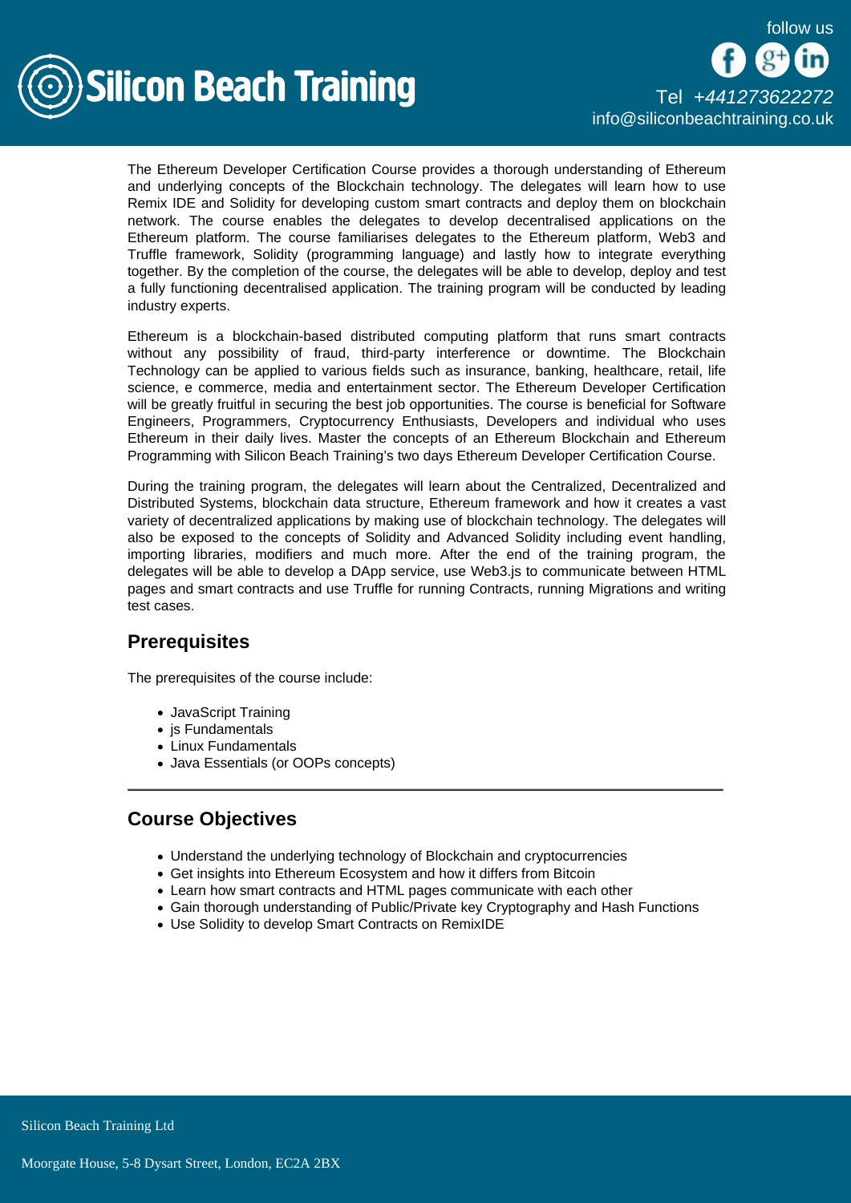The Ethereum Developer Certification Course provides a thorough understanding of Ethereum and underlying concepts of the Blockchain technology. The delegates will learn how to use Remix IDE and Solidity for developing custom smart contracts and deploy them on blockchain network. The course enables the delegates to develop decentralised applications on the Ethereum platform. The course familiarises delegates to the Ethereum platform, Web3 and Truffle framework, Solidity (programming language) and lastly how to integrate everything together. By the completion of the course, the delegates will be able to develop, deploy and test a fully functioning decentralised application. The training program will be conducted by leading industry experts.

Ethereum is a blockchain-based distributed computing platform that runs smart contracts without any possibility of fraud, third-party interference or downtime. The Blockchain Technology can be applied to various fields such as insurance, banking, healthcare, retail, life science, e commerce, media and entertainment sector. The Ethereum Developer Certification will be greatly fruitful in securing the best job opportunities. The course is beneficial for Software Engineers, Programmers, Cryptocurrency Enthusiasts, Developers and individual who uses Ethereum in their daily lives. Master the concepts of an Ethereum Blockchain and Ethereum Programming with Silicon Beach Training's two days Ethereum Developer Certification Course.

During the training program, the delegates will learn about the Centralized, Decentralized and Distributed Systems, blockchain data structure, Ethereum framework and how it creates a vast variety of decentralized applications by making use of blockchain technology. The delegates will also be exposed to the concepts of Solidity and Advanced Solidity including event handling, importing libraries, modifiers and much more. After the end of the training program, the delegates will be able to develop a DApp service, use Web3.js to communicate between HTML pages and smart contracts and use Truffle for running Contracts, running Migrations and writing test cases.

## Prerequisites

The prerequisites of the course include:

- JavaScript Training
- js Fundamentals
- Linux Fundamentals
- Java Essentials (or OOPs concepts)

---

## Course Objectives

- Understand the underlying technology of Blockchain and cryptocurrencies
- Get insights into Ethereum Ecosystem and how it differs from Bitcoin
- Learn how smart contracts and HTML pages communicate with each other
- Gain thorough understanding of Public/Private key Cryptography and Hash Functions
- Use Solidity to develop Smart Contracts on RemixIDE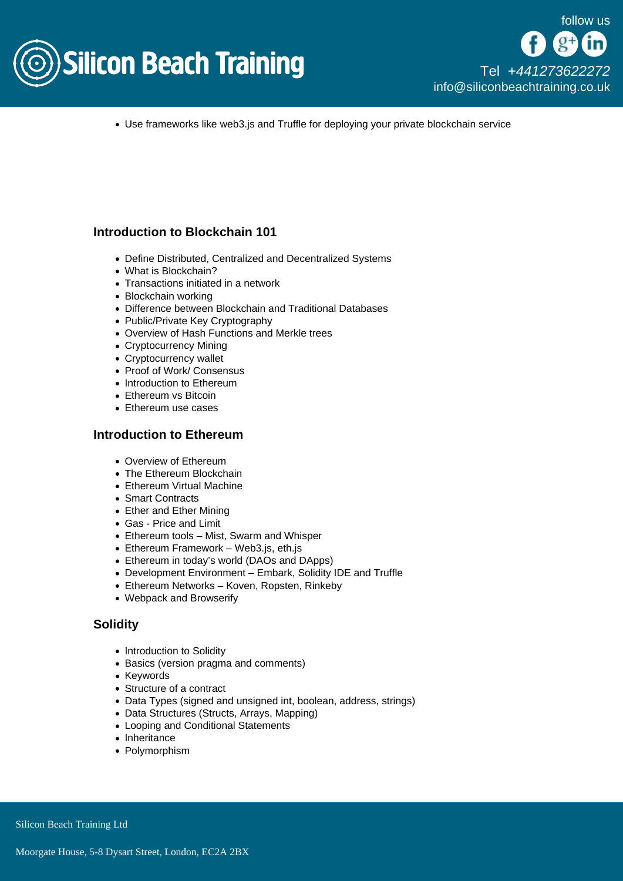- Use frameworks like web3.js and Truffle for deploying your private blockchain service

### Introduction to Blockchain 101

- Define Distributed, Centralized and Decentralized Systems
- What is Blockchain?
- Transactions initiated in a network
- Blockchain working
- Difference between Blockchain and Traditional Databases
- Public/Private Key Cryptography
- Overview of Hash Functions and Merkle trees
- Cryptocurrency Mining
- Cryptocurrency wallet
- Proof of Work/ Consensus
- Introduction to Ethereum
- Ethereum vs Bitcoin
- Ethereum use cases

### Introduction to Ethereum

- Overview of Ethereum
- The Ethereum Blockchain
- Ethereum Virtual Machine
- Smart Contracts
- Ether and Ether Mining
- Gas - Price and Limit
- Ethereum tools – Mist, Swarm and Whisper
- Ethereum Framework – Web3.js, eth.js
- Ethereum in today's world (DAOs and DApps)
- Development Environment – Embark, Solidity IDE and Truffle
- Ethereum Networks – Koven, Ropsten, Rinkeby
- Webpack and Browserify

### Solidity

- Introduction to Solidity
- Basics (version pragma and comments)
- Keywords
- Structure of a contract
- Data Types (signed and unsigned int, boolean, address, strings)
- Data Structures (Structs, Arrays, Mapping)
- Looping and Conditional Statements
- Inheritance
- Polymorphism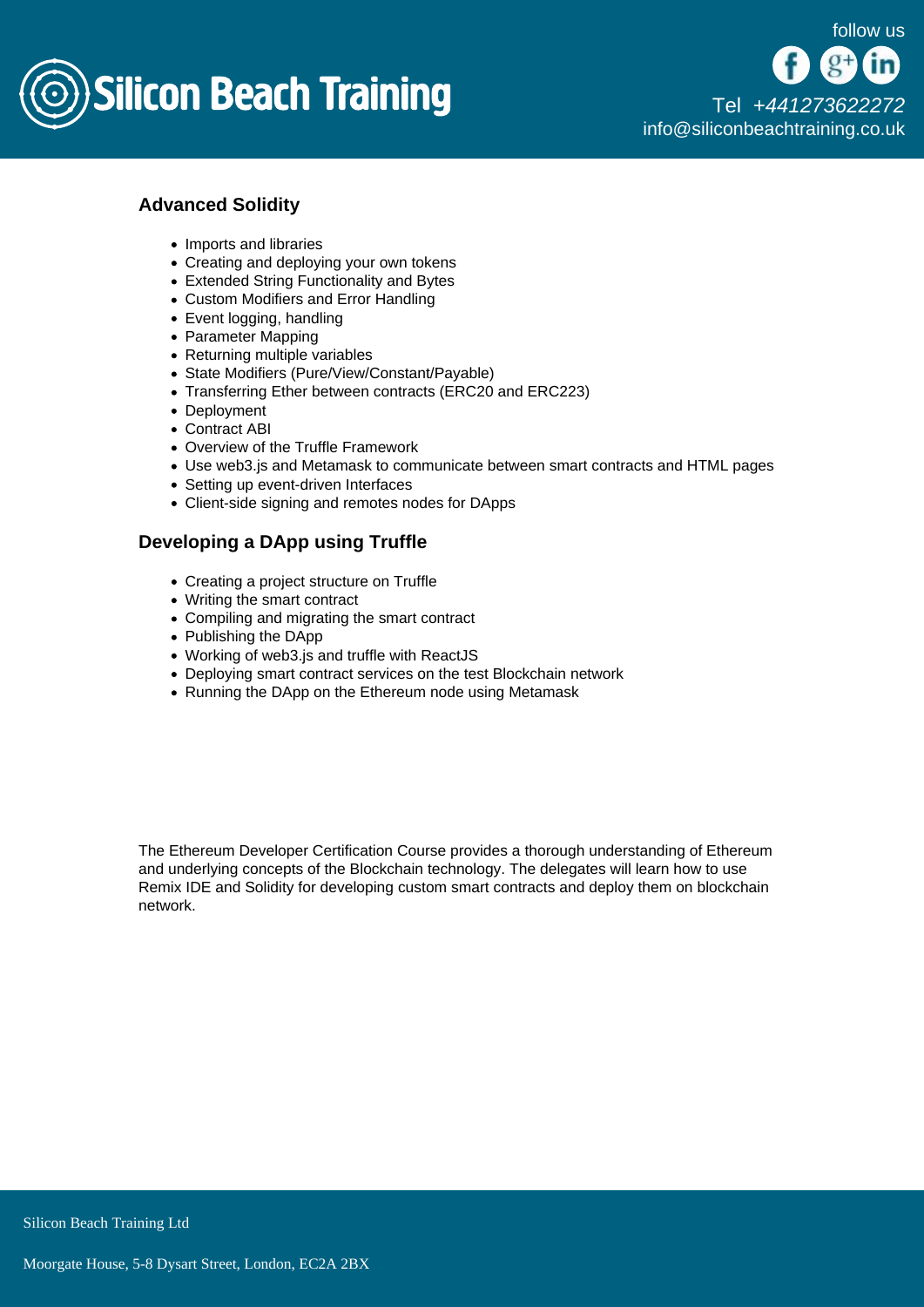## Advanced Solidity

- Imports and libraries
- Creating and deploying your own tokens
- Extended String Functionality and Bytes
- Custom Modifiers and Error Handling
- Event logging, handling
- Parameter Mapping
- Returning multiple variables
- State Modifiers (Pure/View/Constant/Payable)
- Transferring Ether between contracts (ERC20 and ERC223)
- Deployment
- Contract ABI
- Overview of the Truffle Framework
- Use web3.js and Metamask to communicate between smart contracts and HTML pages
- Setting up event-driven Interfaces
- Client-side signing and remotes nodes for DApps

## Developing a DApp using Truffle

- Creating a project structure on Truffle
- Writing the smart contract
- Compiling and migrating the smart contract
- Publishing the DApp
- Working of web3.js and truffle with ReactJS
- Deploying smart contract services on the test Blockchain network
- Running the DApp on the Ethereum node using Metamask

The Ethereum Developer Certification Course provides a thorough understanding of Ethereum and underlying concepts of the Blockchain technology. The delegates will learn how to use Remix IDE and Solidity for developing custom smart contracts and deploy them on blockchain network.